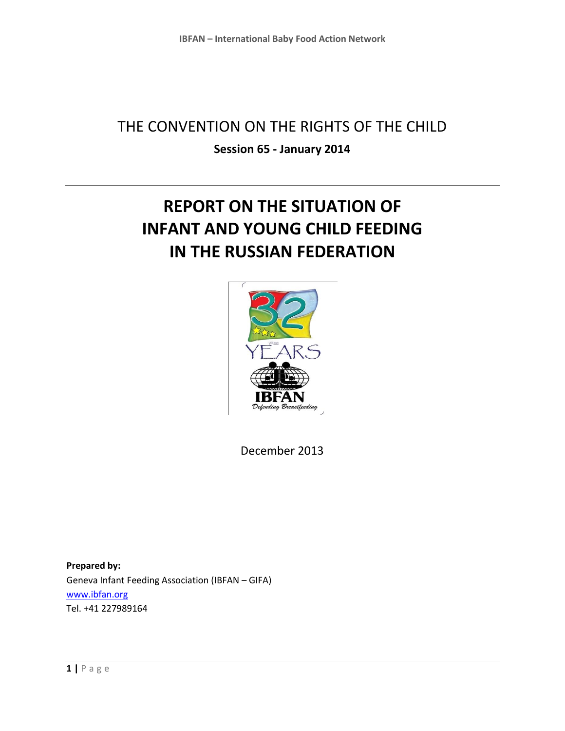THE CONVENTION ON THE RIGHTS OF THE CHILD

**Session 65 - January 2014**

---

# REPORT ON THE SITUATION OF INFANT AND YOUNG CHILD FEEDING IN THE RUSSIAN FEDERATION

December 2013

**Prepared by:**
Geneva Infant Feeding Association (IBFAN – GIFA)
www.ibfan.org
Tel. +41 227989164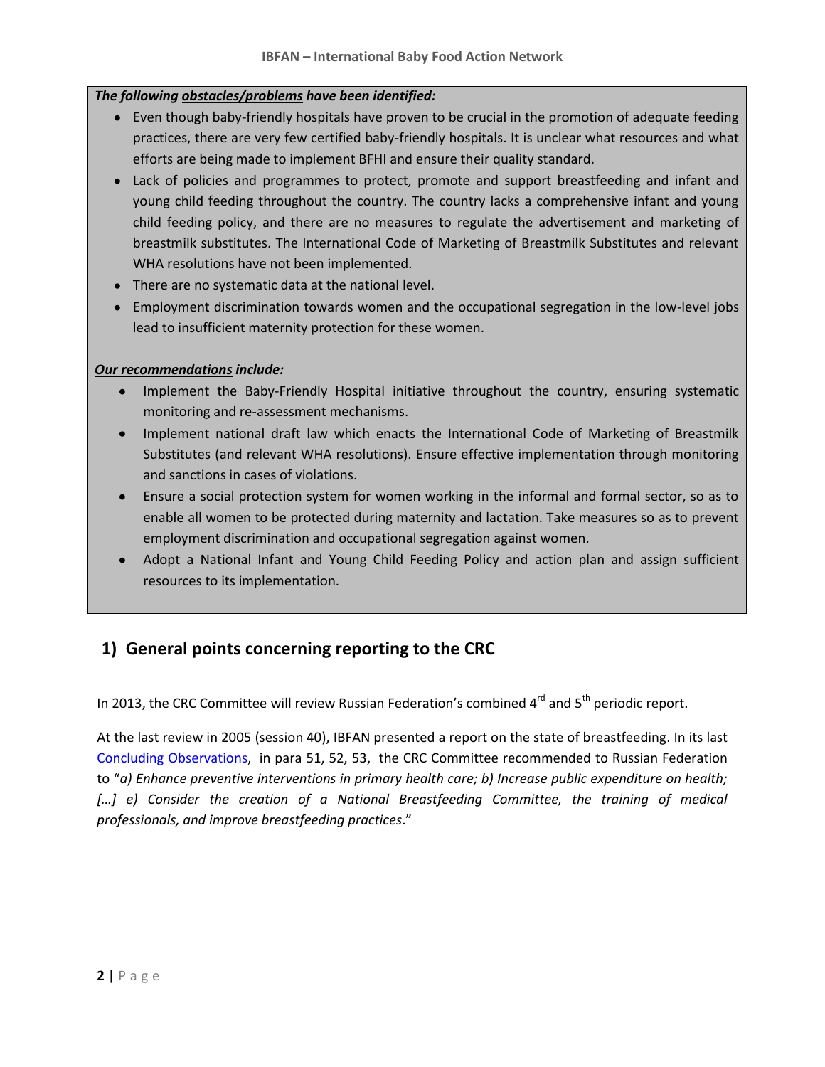***The following <u>obstacles/problems</u> have been identified:***

- Even though baby-friendly hospitals have proven to be crucial in the promotion of adequate feeding practices, there are very few certified baby-friendly hospitals. It is unclear what resources and what efforts are being made to implement BFHI and ensure their quality standard.
- Lack of policies and programmes to protect, promote and support breastfeeding and infant and young child feeding throughout the country. The country lacks a comprehensive infant and young child feeding policy, and there are no measures to regulate the advertisement and marketing of breastmilk substitutes. The International Code of Marketing of Breastmilk Substitutes and relevant WHA resolutions have not been implemented.
- There are no systematic data at the national level.
- Employment discrimination towards women and the occupational segregation in the low-level jobs lead to insufficient maternity protection for these women.

***<u>Our recommendations</u> include:***

- Implement the Baby-Friendly Hospital initiative throughout the country, ensuring systematic monitoring and re-assessment mechanisms.
- Implement national draft law which enacts the International Code of Marketing of Breastmilk Substitutes (and relevant WHA resolutions). Ensure effective implementation through monitoring and sanctions in cases of violations.
- Ensure a social protection system for women working in the informal and formal sector, so as to enable all women to be protected during maternity and lactation. Take measures so as to prevent employment discrimination and occupational segregation against women.
- Adopt a National Infant and Young Child Feeding Policy and action plan and assign sufficient resources to its implementation.

## 1) General points concerning reporting to the CRC

In 2013, the CRC Committee will review Russian Federation's combined 4rd and 5th periodic report.

At the last review in 2005 (session 40), IBFAN presented a report on the state of breastfeeding. In its last Concluding Observations, in para 51, 52, 53, the CRC Committee recommended to Russian Federation to "*a) Enhance preventive interventions in primary health care; b) Increase public expenditure on health; […] e) Consider the creation of a National Breastfeeding Committee, the training of medical professionals, and improve breastfeeding practices*."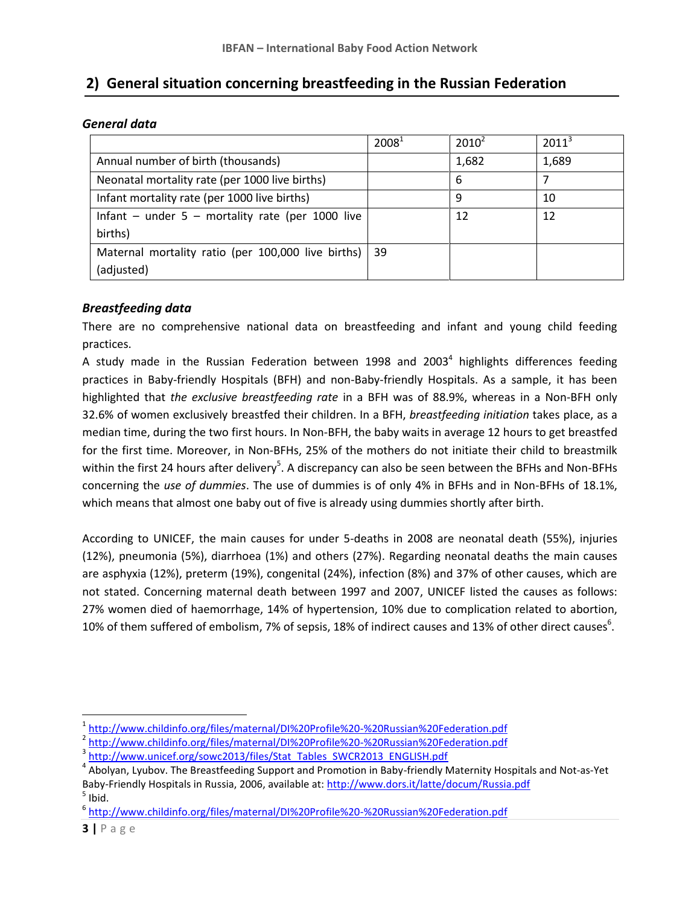## 2) General situation concerning breastfeeding in the Russian Federation

### *General data*

| | 2008[1] | 2010[2] | 2011[3] |
|---|---|---|---|
| Annual number of birth (thousands) | | 1,682 | 1,689 |
| Neonatal mortality rate (per 1000 live births) | | 6 | 7 |
| Infant mortality rate (per 1000 live births) | | 9 | 10 |
| Infant – under 5 – mortality rate (per 1000 live births) | | 12 | 12 |
| Maternal mortality ratio (per 100,000 live births) (adjusted) | 39 | | |

### *Breastfeeding data*

There are no comprehensive national data on breastfeeding and infant and young child feeding practices.

A study made in the Russian Federation between 1998 and 2003[4] highlights differences feeding practices in Baby-friendly Hospitals (BFH) and non-Baby-friendly Hospitals. As a sample, it has been highlighted that *the exclusive breastfeeding rate* in a BFH was of 88.9%, whereas in a Non-BFH only 32.6% of women exclusively breastfed their children. In a BFH, *breastfeeding initiation* takes place, as a median time, during the two first hours. In Non-BFH, the baby waits in average 12 hours to get breastfed for the first time. Moreover, in Non-BFHs, 25% of the mothers do not initiate their child to breastmilk within the first 24 hours after delivery[5]. A discrepancy can also be seen between the BFHs and Non-BFHs concerning the *use of dummies*. The use of dummies is of only 4% in BFHs and in Non-BFHs of 18.1%, which means that almost one baby out of five is already using dummies shortly after birth.

According to UNICEF, the main causes for under 5-deaths in 2008 are neonatal death (55%), injuries (12%), pneumonia (5%), diarrhoea (1%) and others (27%). Regarding neonatal deaths the main causes are asphyxia (12%), preterm (19%), congenital (24%), infection (8%) and 37% of other causes, which are not stated. Concerning maternal death between 1997 and 2007, UNICEF listed the causes as follows: 27% women died of haemorrhage, 14% of hypertension, 10% due to complication related to abortion, 10% of them suffered of embolism, 7% of sepsis, 18% of indirect causes and 13% of other direct causes[6].

---

[1] http://www.childinfo.org/files/maternal/DI%20Profile%20-%20Russian%20Federation.pdf

[2] http://www.childinfo.org/files/maternal/DI%20Profile%20-%20Russian%20Federation.pdf

[3] http://www.unicef.org/sowc2013/files/Stat_Tables_SWCR2013_ENGLISH.pdf

[4] Abolyan, Lyubov. The Breastfeeding Support and Promotion in Baby-friendly Maternity Hospitals and Not-as-Yet Baby-Friendly Hospitals in Russia, 2006, available at: http://www.dors.it/latte/docum/Russia.pdf

[5] Ibid.

[6] http://www.childinfo.org/files/maternal/DI%20Profile%20-%20Russian%20Federation.pdf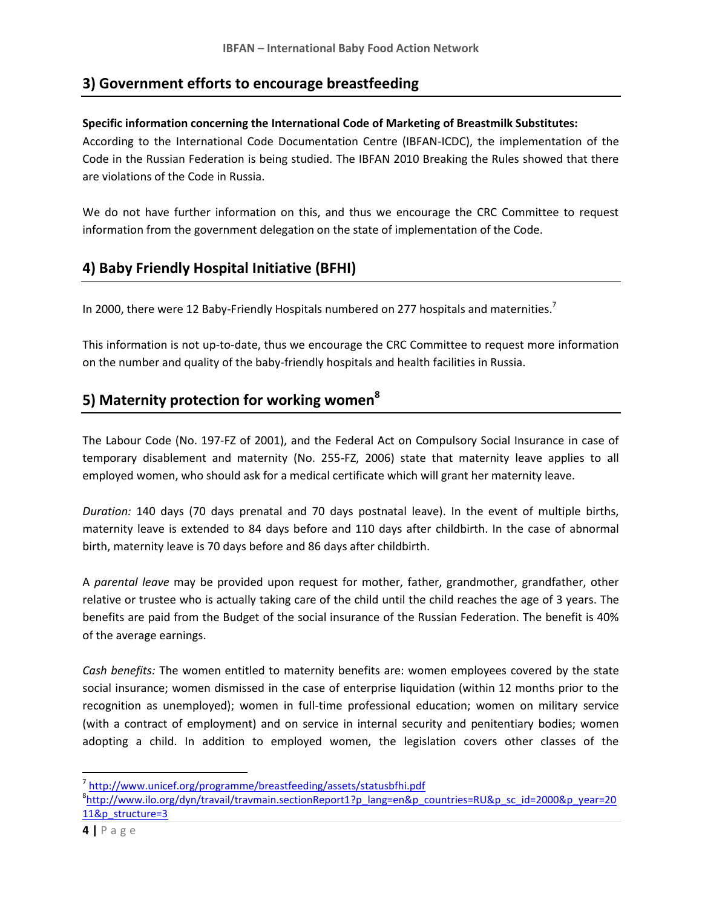## 3) Government efforts to encourage breastfeeding

**Specific information concerning the International Code of Marketing of Breastmilk Substitutes:**
According to the International Code Documentation Centre (IBFAN-ICDC), the implementation of the Code in the Russian Federation is being studied. The IBFAN 2010 Breaking the Rules showed that there are violations of the Code in Russia.

We do not have further information on this, and thus we encourage the CRC Committee to request information from the government delegation on the state of implementation of the Code.

## 4) Baby Friendly Hospital Initiative (BFHI)

In 2000, there were 12 Baby-Friendly Hospitals numbered on 277 hospitals and maternities.[7]

This information is not up-to-date, thus we encourage the CRC Committee to request more information on the number and quality of the baby-friendly hospitals and health facilities in Russia.

## 5) Maternity protection for working women[8]

The Labour Code (No. 197-FZ of 2001), and the Federal Act on Compulsory Social Insurance in case of temporary disablement and maternity (No. 255-FZ, 2006) state that maternity leave applies to all employed women, who should ask for a medical certificate which will grant her maternity leave.

*Duration:* 140 days (70 days prenatal and 70 days postnatal leave). In the event of multiple births, maternity leave is extended to 84 days before and 110 days after childbirth. In the case of abnormal birth, maternity leave is 70 days before and 86 days after childbirth.

A *parental leave* may be provided upon request for mother, father, grandmother, grandfather, other relative or trustee who is actually taking care of the child until the child reaches the age of 3 years. The benefits are paid from the Budget of the social insurance of the Russian Federation. The benefit is 40% of the average earnings.

*Cash benefits:* The women entitled to maternity benefits are: women employees covered by the state social insurance; women dismissed in the case of enterprise liquidation (within 12 months prior to the recognition as unemployed); women in full-time professional education; women on military service (with a contract of employment) and on service in internal security and penitentiary bodies; women adopting a child. In addition to employed women, the legislation covers other classes of the

---

[7] http://www.unicef.org/programme/breastfeeding/assets/statusbfhi.pdf

[8] http://www.ilo.org/dyn/travail/travmain.sectionReport1?p_lang=en&p_countries=RU&p_sc_id=2000&p_year=2011&p_structure=3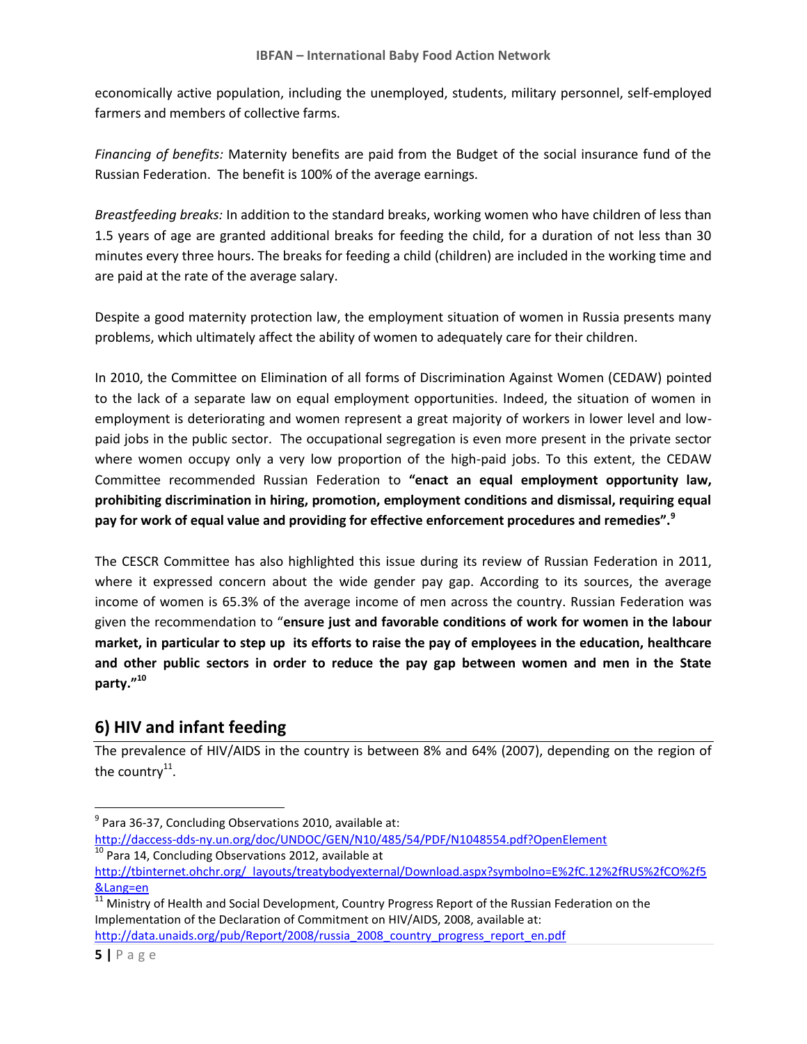economically active population, including the unemployed, students, military personnel, self-employed farmers and members of collective farms.

*Financing of benefits:* Maternity benefits are paid from the Budget of the social insurance fund of the Russian Federation. The benefit is 100% of the average earnings.

*Breastfeeding breaks:* In addition to the standard breaks, working women who have children of less than 1.5 years of age are granted additional breaks for feeding the child, for a duration of not less than 30 minutes every three hours. The breaks for feeding a child (children) are included in the working time and are paid at the rate of the average salary.

Despite a good maternity protection law, the employment situation of women in Russia presents many problems, which ultimately affect the ability of women to adequately care for their children.

In 2010, the Committee on Elimination of all forms of Discrimination Against Women (CEDAW) pointed to the lack of a separate law on equal employment opportunities. Indeed, the situation of women in employment is deteriorating and women represent a great majority of workers in lower level and low-paid jobs in the public sector. The occupational segregation is even more present in the private sector where women occupy only a very low proportion of the high-paid jobs. To this extent, the CEDAW Committee recommended Russian Federation to **"enact an equal employment opportunity law, prohibiting discrimination in hiring, promotion, employment conditions and dismissal, requiring equal pay for work of equal value and providing for effective enforcement procedures and remedies".**[9]

The CESCR Committee has also highlighted this issue during its review of Russian Federation in 2011, where it expressed concern about the wide gender pay gap. According to its sources, the average income of women is 65.3% of the average income of men across the country. Russian Federation was given the recommendation to "**ensure just and favorable conditions of work for women in the labour market, in particular to step up its efforts to raise the pay of employees in the education, healthcare and other public sectors in order to reduce the pay gap between women and men in the State party."**[10]

## 6) HIV and infant feeding

The prevalence of HIV/AIDS in the country is between 8% and 64% (2007), depending on the region of the country[11].

---

[9] Para 36-37, Concluding Observations 2010, available at: http://daccess-dds-ny.un.org/doc/UNDOC/GEN/N10/485/54/PDF/N1048554.pdf?OpenElement

[10] Para 14, Concluding Observations 2012, available at http://tbinternet.ohchr.org/_layouts/treatybodyexternal/Download.aspx?symbolno=E%2fC.12%2fRUS%2fCO%2f5&Lang=en

[11] Ministry of Health and Social Development, Country Progress Report of the Russian Federation on the Implementation of the Declaration of Commitment on HIV/AIDS, 2008, available at: http://data.unaids.org/pub/Report/2008/russia_2008_country_progress_report_en.pdf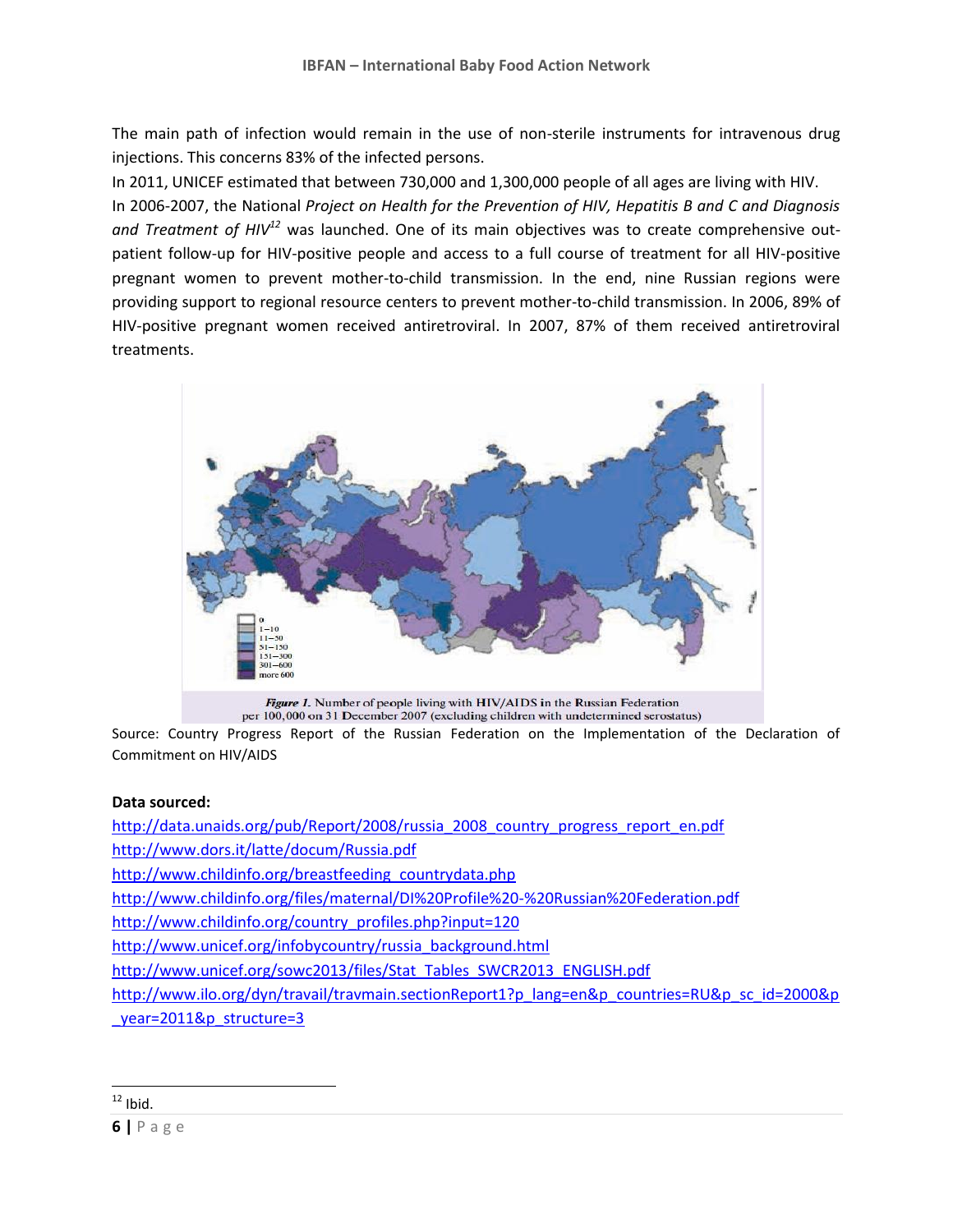The main path of infection would remain in the use of non-sterile instruments for intravenous drug injections. This concerns 83% of the infected persons.

In 2011, UNICEF estimated that between 730,000 and 1,300,000 people of all ages are living with HIV.

In 2006-2007, the National *Project on Health for the Prevention of HIV, Hepatitis B and C and Diagnosis and Treatment of HIV*[12] was launched. One of its main objectives was to create comprehensive out-patient follow-up for HIV-positive people and access to a full course of treatment for all HIV-positive pregnant women to prevent mother-to-child transmission. In the end, nine Russian regions were providing support to regional resource centers to prevent mother-to-child transmission. In 2006, 89% of HIV-positive pregnant women received antiretroviral. In 2007, 87% of them received antiretroviral treatments.

0
1–10
11–50
51–150
151–300
301–600
more 600

***Figure 1.*** Number of people living with HIV/AIDS in the Russian Federation per 100,000 on 31 December 2007 (excluding children with undetermined serostatus)

Source: Country Progress Report of the Russian Federation on the Implementation of the Declaration of Commitment on HIV/AIDS

**Data sourced:**

http://data.unaids.org/pub/Report/2008/russia_2008_country_progress_report_en.pdf
http://www.dors.it/latte/docum/Russia.pdf
http://www.childinfo.org/breastfeeding_countrydata.php
http://www.childinfo.org/files/maternal/DI%20Profile%20-%20Russian%20Federation.pdf
http://www.childinfo.org/country_profiles.php?input=120
http://www.unicef.org/infobycountry/russia_background.html
http://www.unicef.org/sowc2013/files/Stat_Tables_SWCR2013_ENGLISH.pdf
http://www.ilo.org/dyn/travail/travmain.sectionReport1?p_lang=en&p_countries=RU&p_sc_id=2000&p_year=2011&p_structure=3

[12] Ibid.